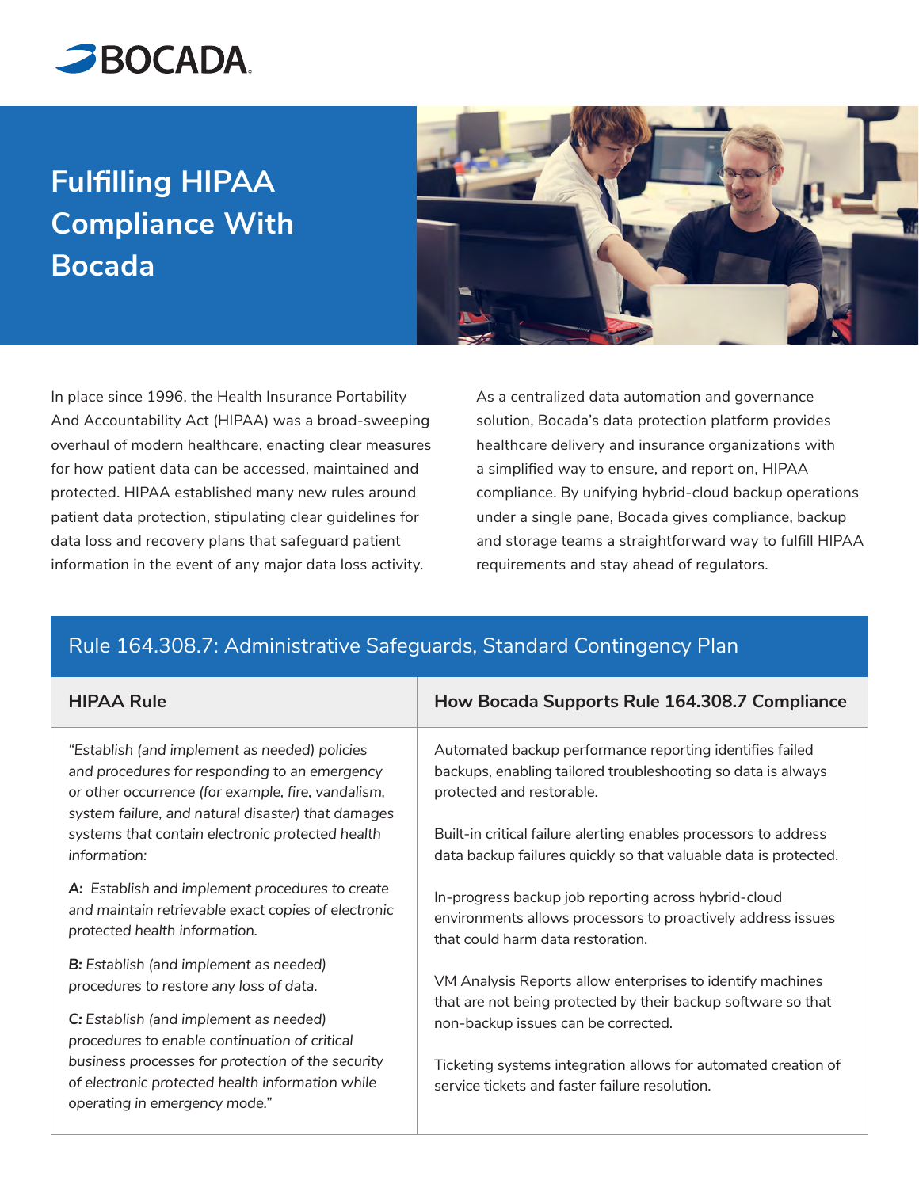BOCADA

# Fulfilling HIPAA Compliance With Bocada

In place since 1996, the Health Insurance Portability And Accountability Act (HIPAA) was a broad-sweeping overhaul of modern healthcare, enacting clear measures for how patient data can be accessed, maintained and protected. HIPAA established many new rules around patient data protection, stipulating clear guidelines for data loss and recovery plans that safeguard patient information in the event of any major data loss activity.

As a centralized data automation and governance solution, Bocada's data protection platform provides healthcare delivery and insurance organizations with a simplified way to ensure, and report on, HIPAA compliance. By unifying hybrid-cloud backup operations under a single pane, Bocada gives compliance, backup and storage teams a straightforward way to fulfill HIPAA requirements and stay ahead of regulators.

## Rule 164.308.7: Administrative Safeguards, Standard Contingency Plan

| HIPAA Rule | How Bocada Supports Rule 164.308.7 Compliance |
|---|---|
| *"Establish (and implement as needed) policies and procedures for responding to an emergency or other occurrence (for example, fire, vandalism, system failure, and natural disaster) that damages systems that contain electronic protected health information:*<br><br>***A:*** *Establish and implement procedures to create and maintain retrievable exact copies of electronic protected health information.*<br><br>***B:*** *Establish (and implement as needed) procedures to restore any loss of data.*<br><br>***C:*** *Establish (and implement as needed) procedures to enable continuation of critical business processes for protection of the security of electronic protected health information while operating in emergency mode."* | Automated backup performance reporting identifies failed backups, enabling tailored troubleshooting so data is always protected and restorable.<br><br>Built-in critical failure alerting enables processors to address data backup failures quickly so that valuable data is protected.<br><br>In-progress backup job reporting across hybrid-cloud environments allows processors to proactively address issues that could harm data restoration.<br><br>VM Analysis Reports allow enterprises to identify machines that are not being protected by their backup software so that non-backup issues can be corrected.<br><br>Ticketing systems integration allows for automated creation of service tickets and faster failure resolution. |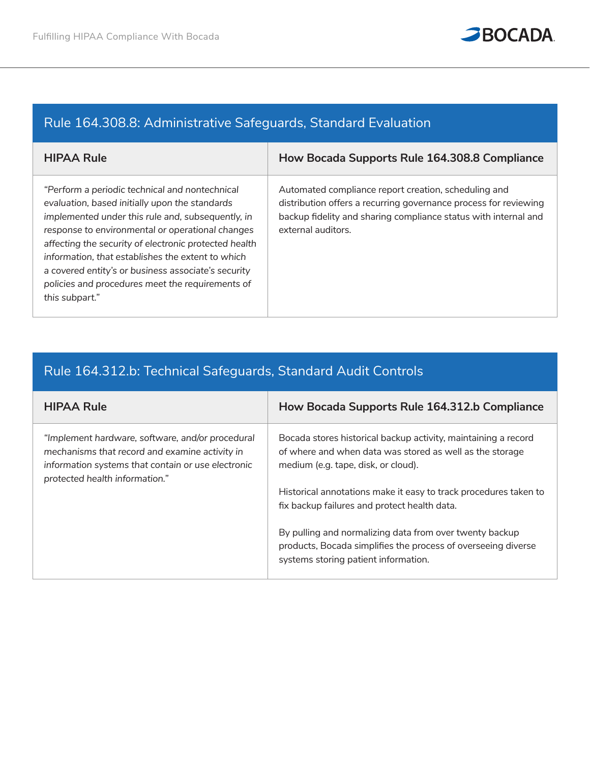## Rule 164.308.8: Administrative Safeguards, Standard Evaluation

| HIPAA Rule | How Bocada Supports Rule 164.308.8 Compliance |
|---|---|
| *"Perform a periodic technical and nontechnical evaluation, based initially upon the standards implemented under this rule and, subsequently, in response to environmental or operational changes affecting the security of electronic protected health information, that establishes the extent to which a covered entity's or business associate's security policies and procedures meet the requirements of this subpart."* | Automated compliance report creation, scheduling and distribution offers a recurring governance process for reviewing backup fidelity and sharing compliance status with internal and external auditors. |

## Rule 164.312.b: Technical Safeguards, Standard Audit Controls

| HIPAA Rule | How Bocada Supports Rule 164.312.b Compliance |
|---|---|
| *"Implement hardware, software, and/or procedural mechanisms that record and examine activity in information systems that contain or use electronic protected health information."* | Bocada stores historical backup activity, maintaining a record of where and when data was stored as well as the storage medium (e.g. tape, disk, or cloud).<br><br>Historical annotations make it easy to track procedures taken to fix backup failures and protect health data.<br><br>By pulling and normalizing data from over twenty backup products, Bocada simplifies the process of overseeing diverse systems storing patient information. |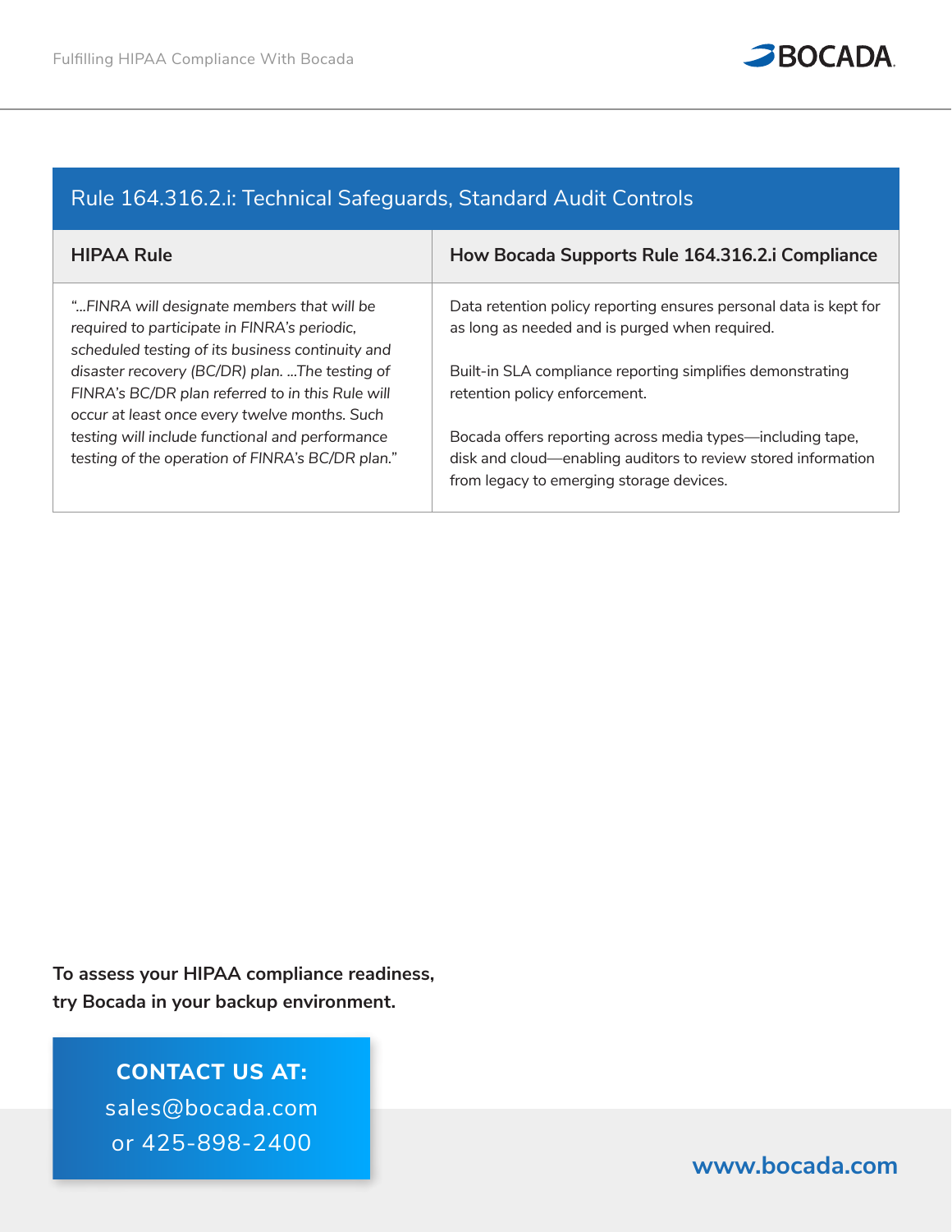## Rule 164.316.2.i: Technical Safeguards, Standard Audit Controls

| HIPAA Rule | How Bocada Supports Rule 164.316.2.i Compliance |
| --- | --- |
| *"...FINRA will designate members that will be required to participate in FINRA's periodic, scheduled testing of its business continuity and disaster recovery (BC/DR) plan. ...The testing of FINRA's BC/DR plan referred to in this Rule will occur at least once every twelve months. Such testing will include functional and performance testing of the operation of FINRA's BC/DR plan."* | Data retention policy reporting ensures personal data is kept for as long as needed and is purged when required.<br><br>Built-in SLA compliance reporting simplifies demonstrating retention policy enforcement.<br><br>Bocada offers reporting across media types—including tape, disk and cloud—enabling auditors to review stored information from legacy to emerging storage devices. |

**To assess your HIPAA compliance readiness, try Bocada in your backup environment.**

**CONTACT US AT:**
sales@bocada.com
or 425-898-2400

**www.bocada.com**